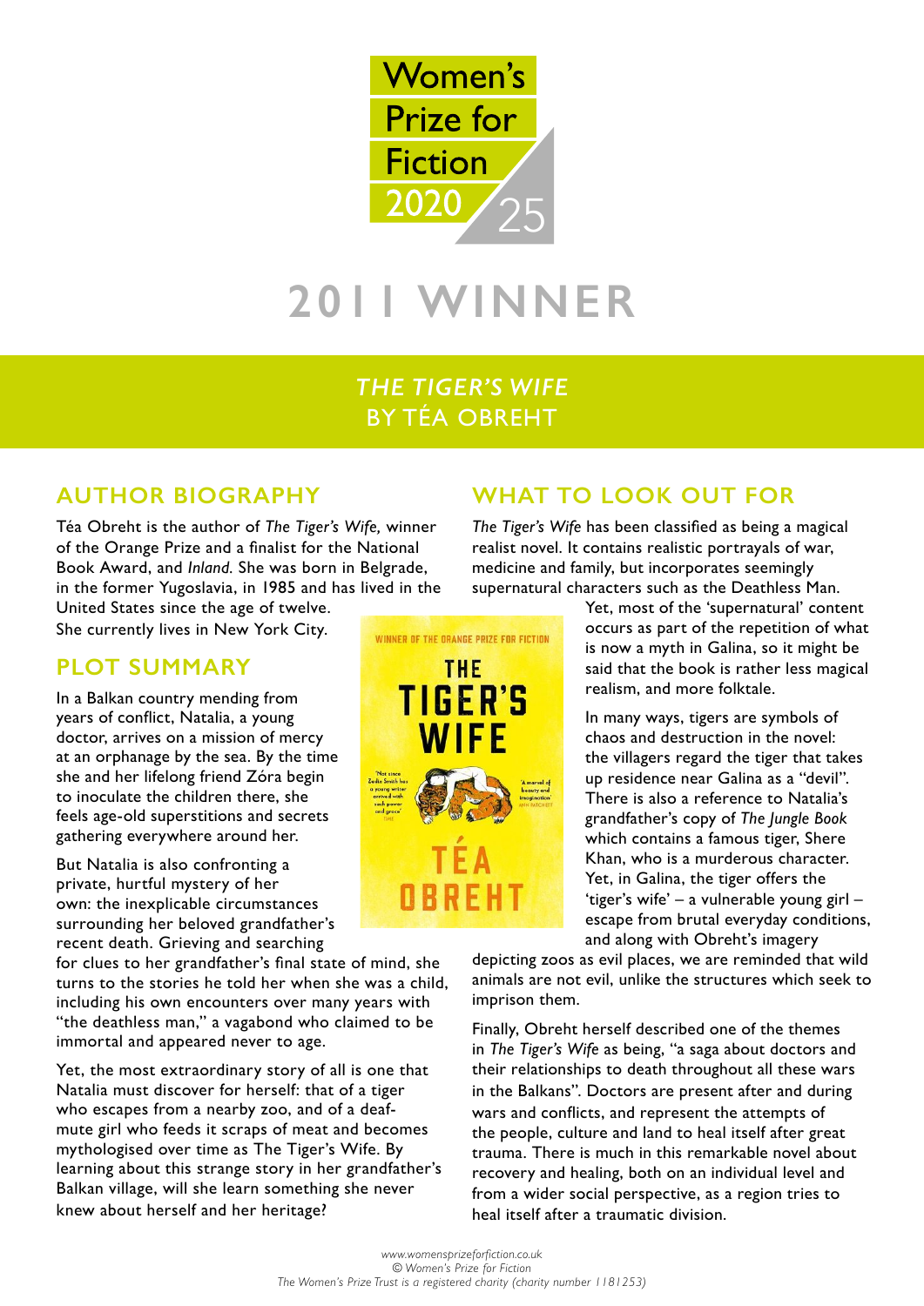Women's Prize for Fiction 2020 25

# 2011 WINNER

## *THE TIGER'S WIFE* BY TÉA OBREHT

## AUTHOR BIOGRAPHY

Téa Obreht is the author of *The Tiger's Wife,* winner of the Orange Prize and a finalist for the National Book Award, and *Inland.* She was born in Belgrade, in the former Yugoslavia, in 1985 and has lived in the United States since the age of twelve. She currently lives in New York City.

## PLOT SUMMARY

In a Balkan country mending from years of conflict, Natalia, a young doctor, arrives on a mission of mercy at an orphanage by the sea. By the time she and her lifelong friend Zóra begin to inoculate the children there, she feels age-old superstitions and secrets gathering everywhere around her.

But Natalia is also confronting a private, hurtful mystery of her own: the inexplicable circumstances surrounding her beloved grandfather's recent death. Grieving and searching for clues to her grandfather's final state of mind, she turns to the stories he told her when she was a child, including his own encounters over many years with "the deathless man," a vagabond who claimed to be immortal and appeared never to age.

Yet, the most extraordinary story of all is one that Natalia must discover for herself: that of a tiger who escapes from a nearby zoo, and of a deaf-mute girl who feeds it scraps of meat and becomes mythologised over time as The Tiger's Wife. By learning about this strange story in her grandfather's Balkan village, will she learn something she never knew about herself and her heritage?

## WHAT TO LOOK OUT FOR

*The Tiger's Wife* has been classified as being a magical realist novel. It contains realistic portrayals of war, medicine and family, but incorporates seemingly supernatural characters such as the Deathless Man.

Yet, most of the 'supernatural' content occurs as part of the repetition of what is now a myth in Galina, so it might be said that the book is rather less magical realism, and more folktale.

In many ways, tigers are symbols of chaos and destruction in the novel: the villagers regard the tiger that takes up residence near Galina as a "devil". There is also a reference to Natalia's grandfather's copy of *The Jungle Book* which contains a famous tiger, Shere Khan, who is a murderous character. Yet, in Galina, the tiger offers the 'tiger's wife' – a vulnerable young girl – escape from brutal everyday conditions, and along with Obreht's imagery depicting zoos as evil places, we are reminded that wild animals are not evil, unlike the structures which seek to imprison them.

Finally, Obreht herself described one of the themes in *The Tiger's Wife* as being, "a saga about doctors and their relationships to death throughout all these wars in the Balkans". Doctors are present after and during wars and conflicts, and represent the attempts of the people, culture and land to heal itself after great trauma. There is much in this remarkable novel about recovery and healing, both on an individual level and from a wider social perspective, as a region tries to heal itself after a traumatic division.

*www.womensprizeforfiction.co.uk*
*© Women's Prize for Fiction*
*The Women's Prize Trust is a registered charity (charity number 1181253)*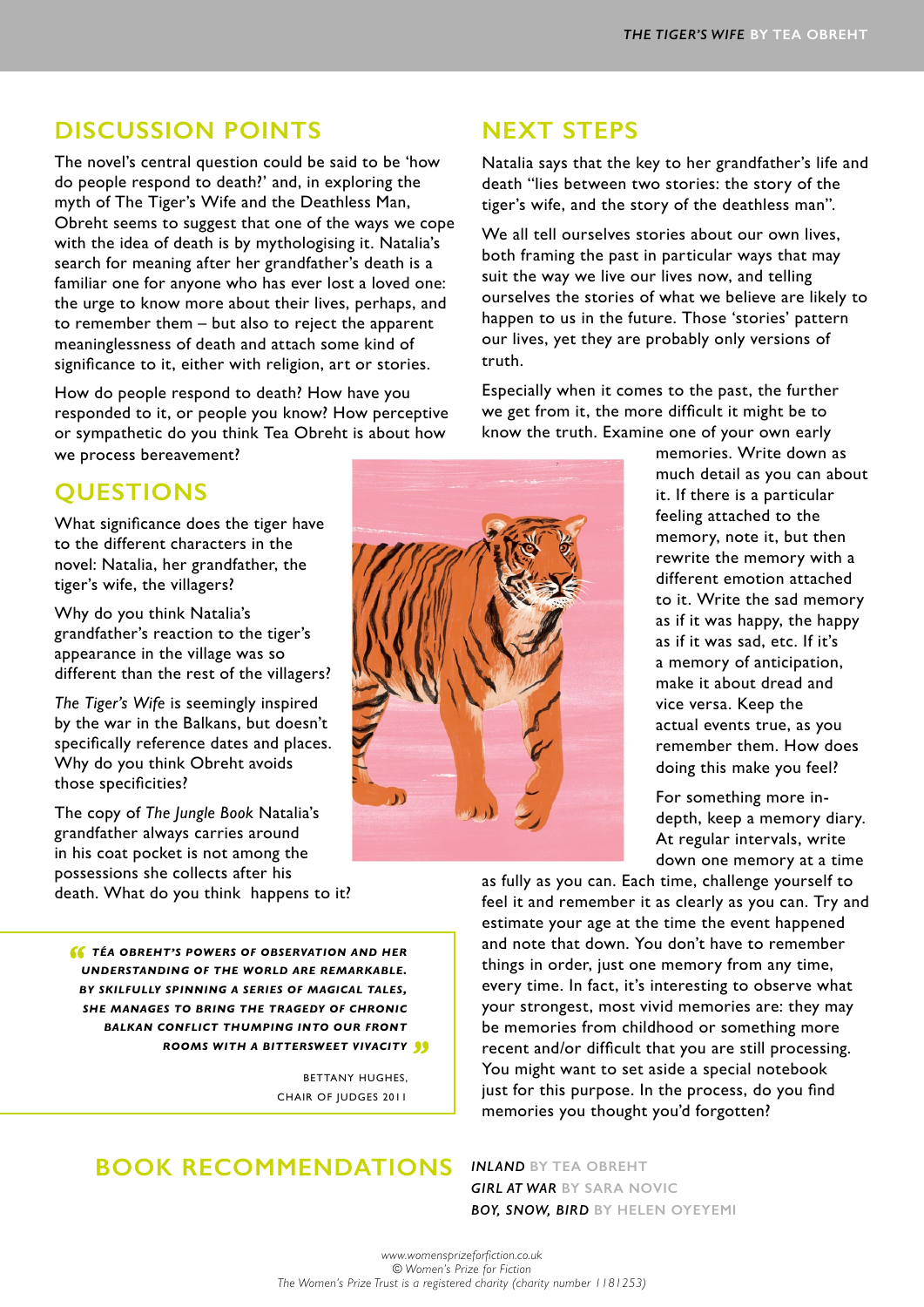## DISCUSSION POINTS

The novel's central question could be said to be 'how do people respond to death?' and, in exploring the myth of The Tiger's Wife and the Deathless Man, Obreht seems to suggest that one of the ways we cope with the idea of death is by mythologising it. Natalia's search for meaning after her grandfather's death is a familiar one for anyone who has ever lost a loved one: the urge to know more about their lives, perhaps, and to remember them – but also to reject the apparent meaninglessness of death and attach some kind of significance to it, either with religion, art or stories.

How do people respond to death? How have you responded to it, or people you know? How perceptive or sympathetic do you think Tea Obreht is about how we process bereavement?

## QUESTIONS

What significance does the tiger have to the different characters in the novel: Natalia, her grandfather, the tiger's wife, the villagers?

Why do you think Natalia's grandfather's reaction to the tiger's appearance in the village was so different than the rest of the villagers?

*The Tiger's Wife* is seemingly inspired by the war in the Balkans, but doesn't specifically reference dates and places. Why do you think Obreht avoids those specificities?

The copy of *The Jungle Book* Natalia's grandfather always carries around in his coat pocket is not among the possessions she collects after his death. What do you think happens to it?

> ***"TÉA OBREHT'S POWERS OF OBSERVATION AND HER UNDERSTANDING OF THE WORLD ARE REMARKABLE. BY SKILFULLY SPINNING A SERIES OF MAGICAL TALES, SHE MANAGES TO BRING THE TRAGEDY OF CHRONIC BALKAN CONFLICT THUMPING INTO OUR FRONT ROOMS WITH A BITTERSWEET VIVACITY"***
>
> BETTANY HUGHES,
> CHAIR OF JUDGES 2011

## NEXT STEPS

Natalia says that the key to her grandfather's life and death "lies between two stories: the story of the tiger's wife, and the story of the deathless man".

We all tell ourselves stories about our own lives, both framing the past in particular ways that may suit the way we live our lives now, and telling ourselves the stories of what we believe are likely to happen to us in the future. Those 'stories' pattern our lives, yet they are probably only versions of truth.

Especially when it comes to the past, the further we get from it, the more difficult it might be to know the truth. Examine one of your own early memories. Write down as much detail as you can about it. If there is a particular feeling attached to the memory, note it, but then rewrite the memory with a different emotion attached to it. Write the sad memory as if it was happy, the happy as if it was sad, etc. If it's a memory of anticipation, make it about dread and vice versa. Keep the actual events true, as you remember them. How does doing this make you feel?

For something more in-depth, keep a memory diary. At regular intervals, write down one memory at a time as fully as you can. Each time, challenge yourself to feel it and remember it as clearly as you can. Try and estimate your age at the time the event happened and note that down. You don't have to remember things in order, just one memory from any time, every time. In fact, it's interesting to observe what your strongest, most vivid memories are: they may be memories from childhood or something more recent and/or difficult that you are still processing. You might want to set aside a special notebook just for this purpose. In the process, do you find memories you thought you'd forgotten?

## BOOK RECOMMENDATIONS

***INLAND*** BY TEA OBREHT
***GIRL AT WAR*** BY SARA NOVIC
***BOY, SNOW, BIRD*** BY HELEN OYEYEMI

*www.womensprizeforfiction.co.uk*
*© Women's Prize for Fiction*
*The Women's Prize Trust is a registered charity (charity number 1181253)*